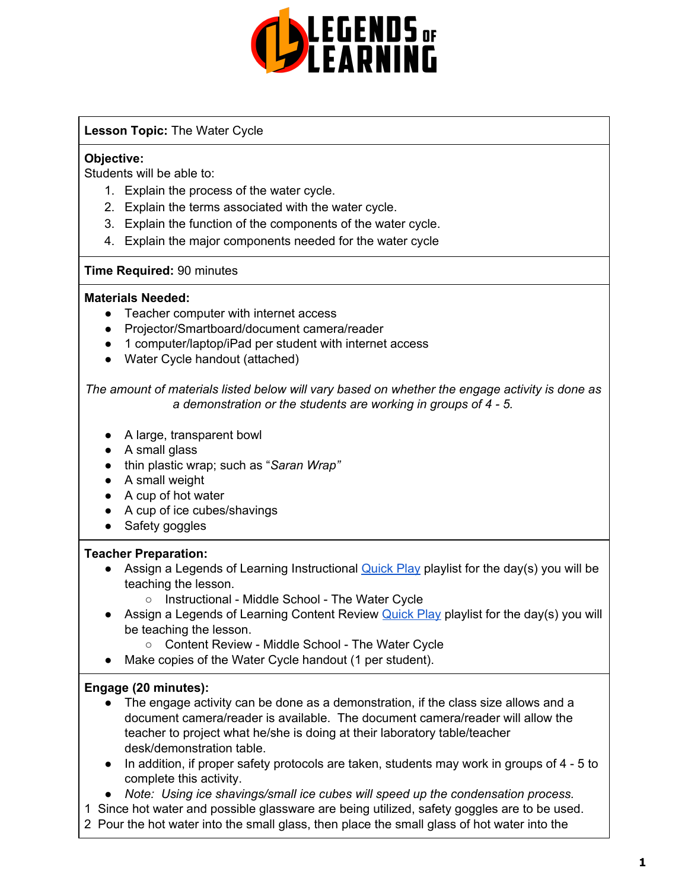**Lesson Topic:** The Water Cycle

**Objective:**
Students will be able to:

1. Explain the process of the water cycle.
2. Explain the terms associated with the water cycle.
3. Explain the function of the components of the water cycle.
4. Explain the major components needed for the water cycle

**Time Required:** 90 minutes

**Materials Needed:**

- Teacher computer with internet access
- Projector/Smartboard/document camera/reader
- 1 computer/laptop/iPad per student with internet access
- Water Cycle handout (attached)

*The amount of materials listed below will vary based on whether the engage activity is done as a demonstration or the students are working in groups of 4 - 5.*

- A large, transparent bowl
- A small glass
- thin plastic wrap; such as "*Saran Wrap*"
- A small weight
- A cup of hot water
- A cup of ice cubes/shavings
- Safety goggles

**Teacher Preparation:**

- Assign a Legends of Learning Instructional Quick Play playlist for the day(s) you will be teaching the lesson.
  - Instructional - Middle School - The Water Cycle
- Assign a Legends of Learning Content Review Quick Play playlist for the day(s) you will be teaching the lesson.
  - Content Review - Middle School - The Water Cycle
- Make copies of the Water Cycle handout (1 per student).

**Engage (20 minutes):**

- The engage activity can be done as a demonstration, if the class size allows and a document camera/reader is available. The document camera/reader will allow the teacher to project what he/she is doing at their laboratory table/teacher desk/demonstration table.
- In addition, if proper safety protocols are taken, students may work in groups of 4 - 5 to complete this activity.
- *Note: Using ice shavings/small ice cubes will speed up the condensation process.*

1 Since hot water and possible glassware are being utilized, safety goggles are to be used.
2 Pour the hot water into the small glass, then place the small glass of hot water into the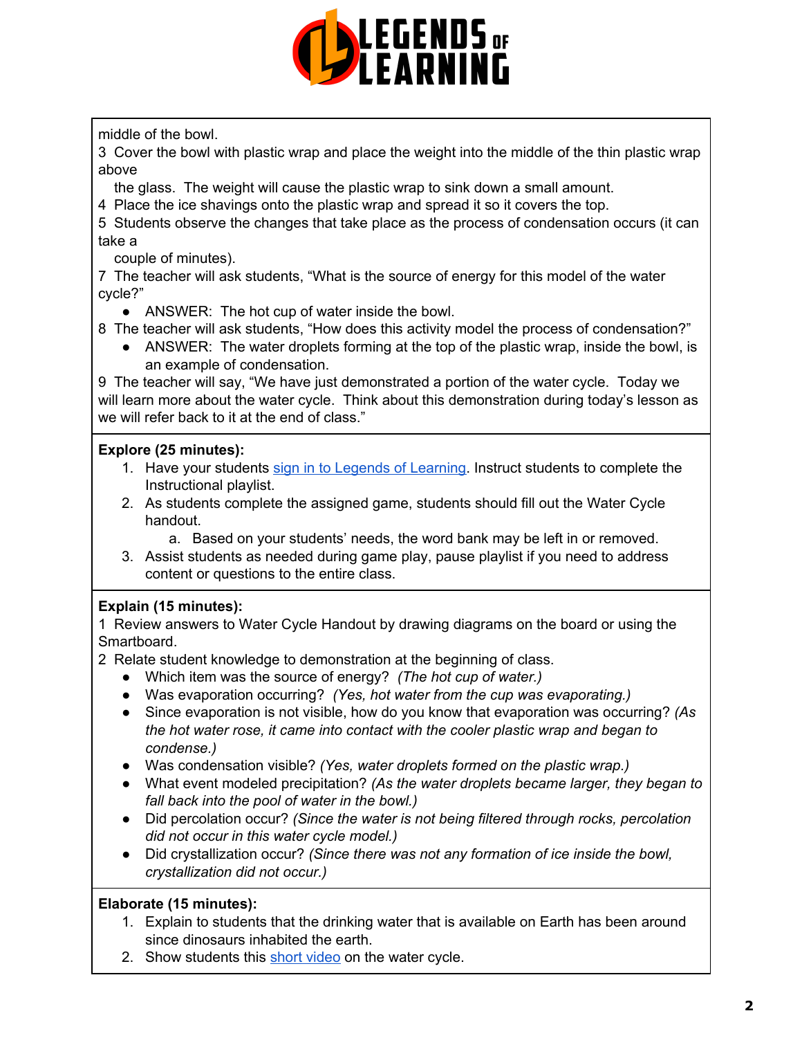middle of the bowl.

3 Cover the bowl with plastic wrap and place the weight into the middle of the thin plastic wrap above the glass. The weight will cause the plastic wrap to sink down a small amount.

4 Place the ice shavings onto the plastic wrap and spread it so it covers the top.

5 Students observe the changes that take place as the process of condensation occurs (it can take a couple of minutes).

7 The teacher will ask students, "What is the source of energy for this model of the water cycle?"

- ANSWER: The hot cup of water inside the bowl.

8 The teacher will ask students, "How does this activity model the process of condensation?"

- ANSWER: The water droplets forming at the top of the plastic wrap, inside the bowl, is an example of condensation.

9 The teacher will say, "We have just demonstrated a portion of the water cycle. Today we will learn more about the water cycle. Think about this demonstration during today's lesson as we will refer back to it at the end of class."

**Explore (25 minutes):**

1. Have your students sign in to Legends of Learning. Instruct students to complete the Instructional playlist.
2. As students complete the assigned game, students should fill out the Water Cycle handout.
   a. Based on your students' needs, the word bank may be left in or removed.
3. Assist students as needed during game play, pause playlist if you need to address content or questions to the entire class.

**Explain (15 minutes):**

1 Review answers to Water Cycle Handout by drawing diagrams on the board or using the Smartboard.

2 Relate student knowledge to demonstration at the beginning of class.

- Which item was the source of energy? *(The hot cup of water.)*
- Was evaporation occurring? *(Yes, hot water from the cup was evaporating.)*
- Since evaporation is not visible, how do you know that evaporation was occurring? *(As the hot water rose, it came into contact with the cooler plastic wrap and began to condense.)*
- Was condensation visible? *(Yes, water droplets formed on the plastic wrap.)*
- What event modeled precipitation? *(As the water droplets became larger, they began to fall back into the pool of water in the bowl.)*
- Did percolation occur? *(Since the water is not being filtered through rocks, percolation did not occur in this water cycle model.)*
- Did crystallization occur? *(Since there was not any formation of ice inside the bowl, crystallization did not occur.)*

**Elaborate (15 minutes):**

1. Explain to students that the drinking water that is available on Earth has been around since dinosaurs inhabited the earth.
2. Show students this short video on the water cycle.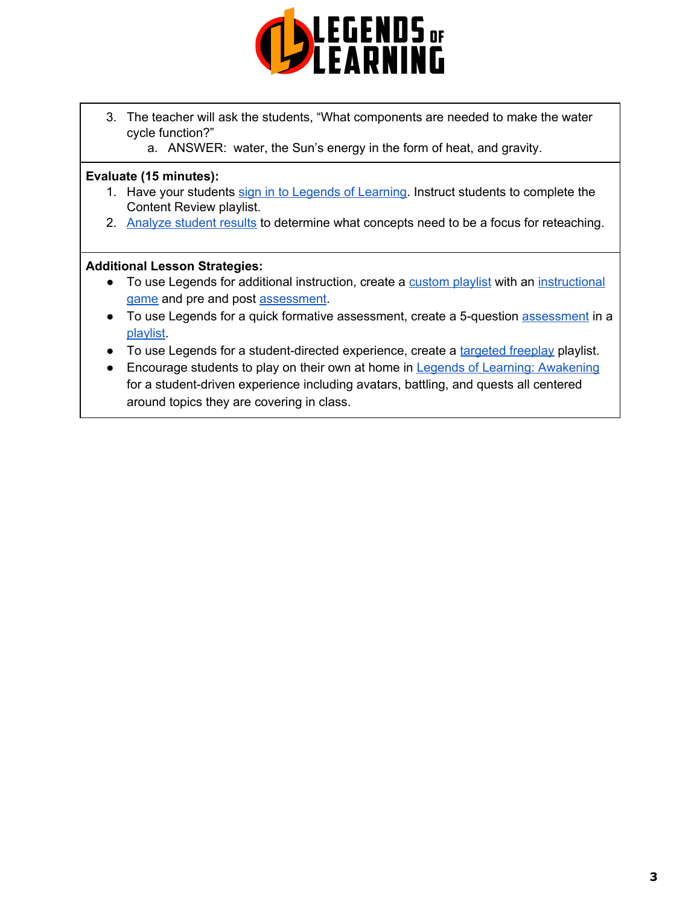3. The teacher will ask the students, "What components are needed to make the water cycle function?"
   a. ANSWER: water, the Sun's energy in the form of heat, and gravity.

**Evaluate (15 minutes):**

1. Have your students sign in to Legends of Learning. Instruct students to complete the Content Review playlist.
2. Analyze student results to determine what concepts need to be a focus for reteaching.

**Additional Lesson Strategies:**

- To use Legends for additional instruction, create a custom playlist with an instructional game and pre and post assessment.
- To use Legends for a quick formative assessment, create a 5-question assessment in a playlist.
- To use Legends for a student-directed experience, create a targeted freeplay playlist.
- Encourage students to play on their own at home in Legends of Learning: Awakening for a student-driven experience including avatars, battling, and quests all centered around topics they are covering in class.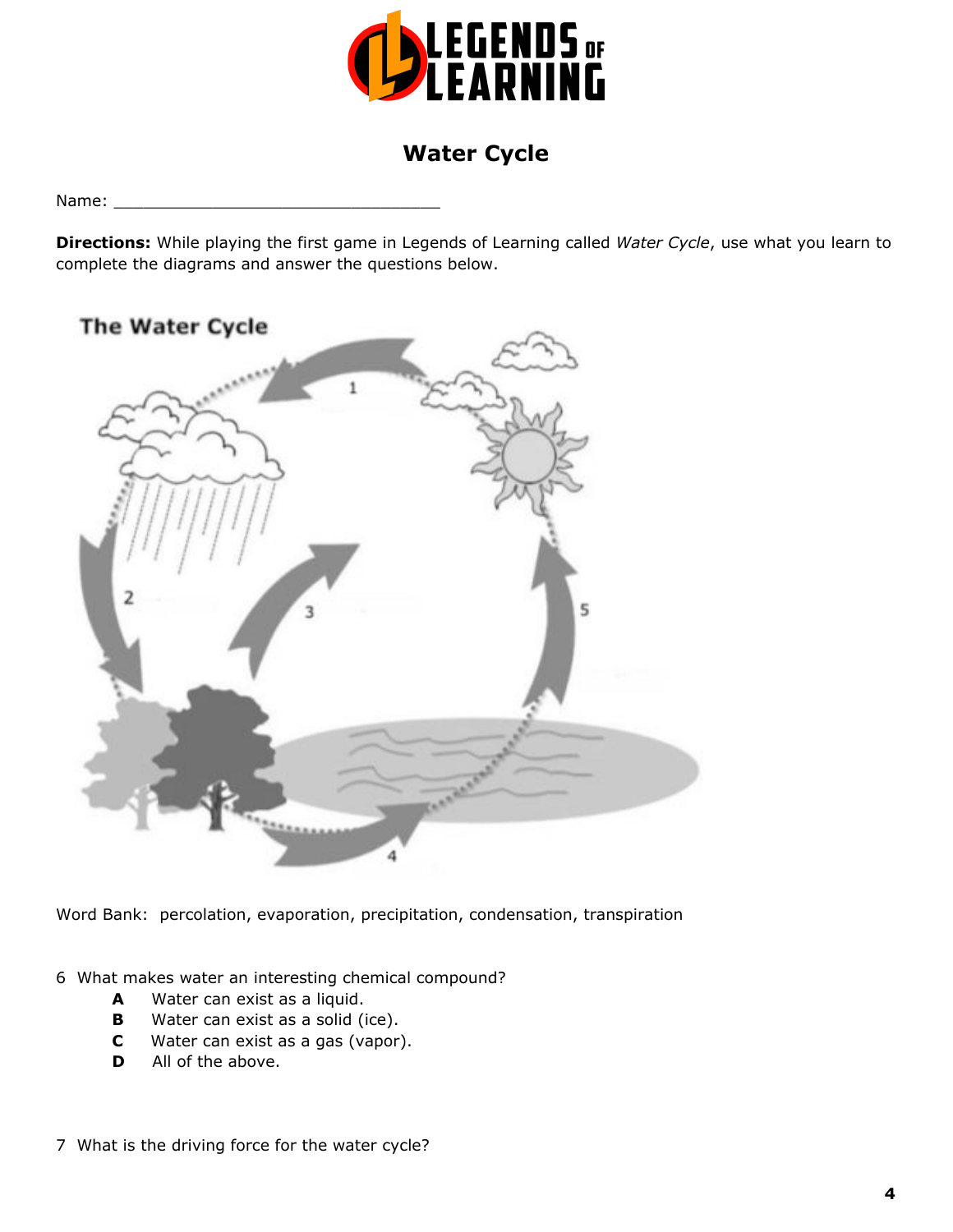# Water Cycle

Name: ___________________________________

**Directions:** While playing the first game in Legends of Learning called *Water Cycle*, use what you learn to complete the diagrams and answer the questions below.

The Water Cycle

1

2

3

4

5

Word Bank: percolation, evaporation, precipitation, condensation, transpiration

6 What makes water an interesting chemical compound?

- **A** Water can exist as a liquid.
- **B** Water can exist as a solid (ice).
- **C** Water can exist as a gas (vapor).
- **D** All of the above.

7 What is the driving force for the water cycle?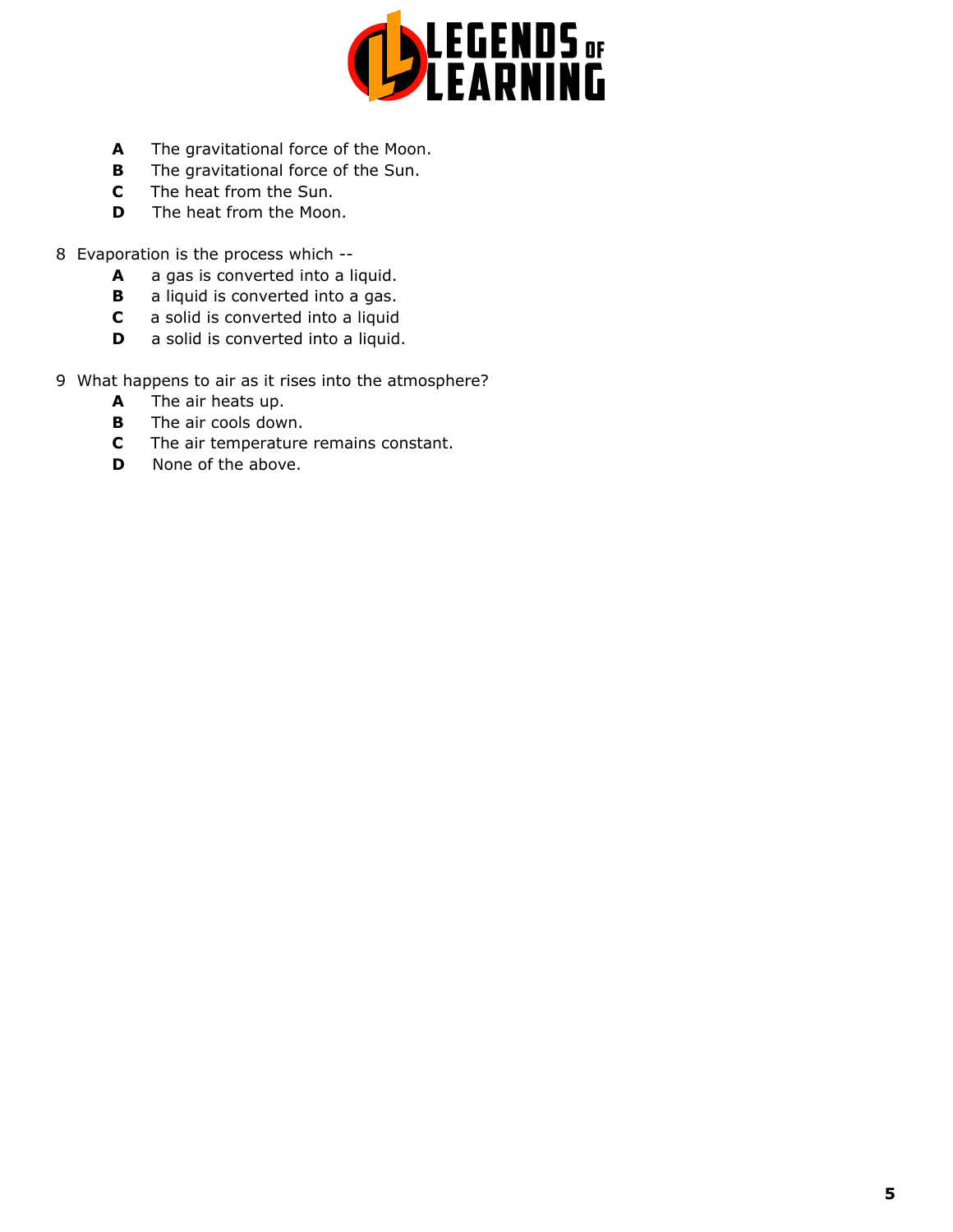**A** The gravitational force of the Moon.
**B** The gravitational force of the Sun.
**C** The heat from the Sun.
**D** The heat from the Moon.

8 Evaporation is the process which --

**A** a gas is converted into a liquid.
**B** a liquid is converted into a gas.
**C** a solid is converted into a liquid
**D** a solid is converted into a liquid.

9 What happens to air as it rises into the atmosphere?

**A** The air heats up.
**B** The air cools down.
**C** The air temperature remains constant.
**D** None of the above.